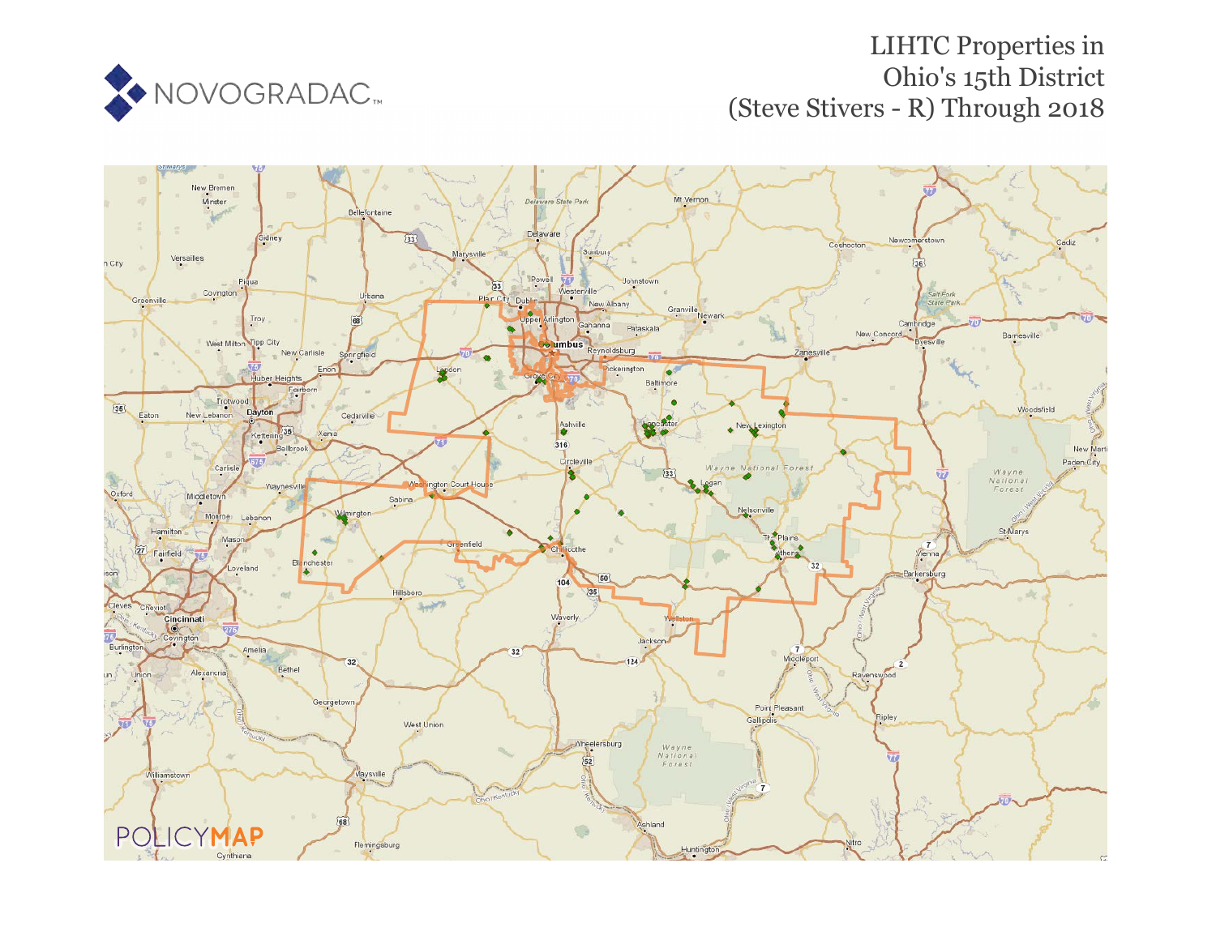NOVOGRADAC

# LIHTC Properties in Ohio's 15th District (Steve Stivers - R) Through 2018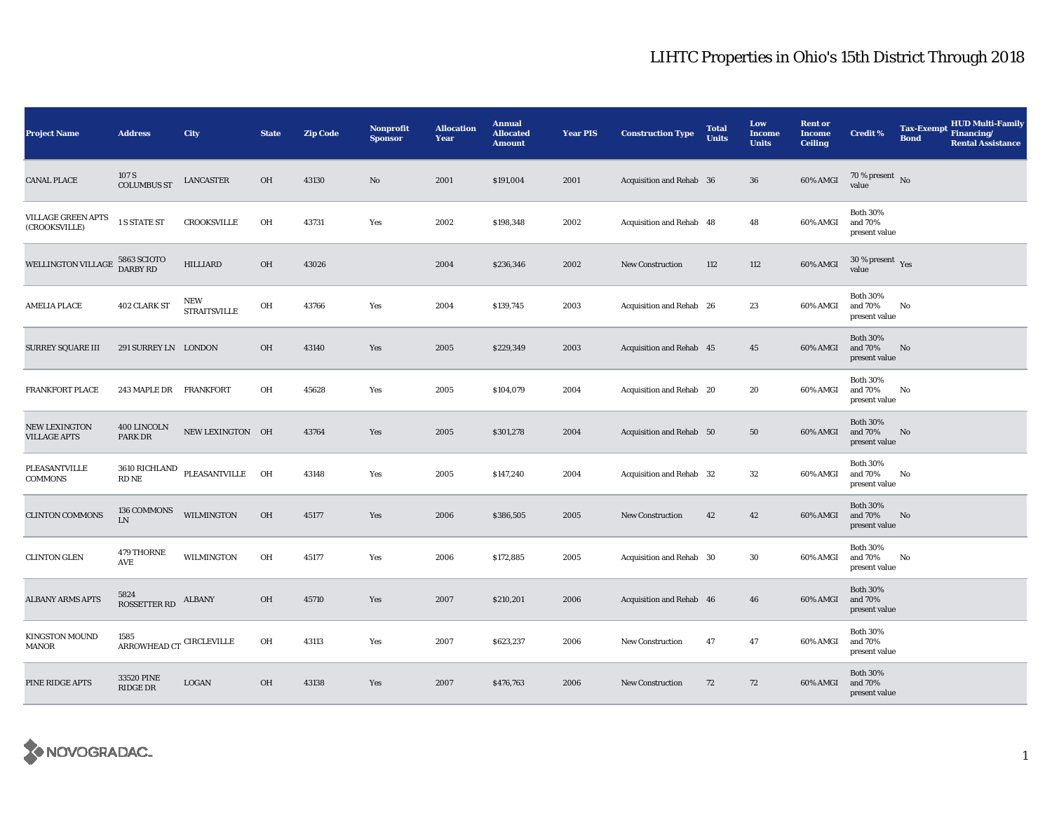# LIHTC Properties in Ohio's 15th District Through 2018

| Project Name | Address | City | State | Zip Code | Nonprofit Sponsor | Allocation Year | Annual Allocated Amount | Year PIS | Construction Type | Total Units | Low Income Units | Rent or Income Ceiling | Credit % | Tax-Exempt Bond | HUD Multi-Family Financing/ Rental Assistance |
|---|---|---|---|---|---|---|---|---|---|---|---|---|---|---|---|
| CANAL PLACE | 107 S COLUMBUS ST | LANCASTER | OH | 43130 | No | 2001 | $191,004 | 2001 | Acquisition and Rehab | 36 | 36 | 60% AMGI | 70 % present value | No | |
| VILLAGE GREEN APTS (CROOKSVILLE) | 1 S STATE ST | CROOKSVILLE | OH | 43731 | Yes | 2002 | $198,348 | 2002 | Acquisition and Rehab | 48 | 48 | 60% AMGI | Both 30% and 70% present value | | |
| WELLINGTON VILLAGE | 5863 SCIOTO DARBY RD | HILLIARD | OH | 43026 | | 2004 | $236,346 | 2002 | New Construction | 112 | 112 | 60% AMGI | 30 % present value | Yes | |
| AMELIA PLACE | 402 CLARK ST | NEW STRAITSVILLE | OH | 43766 | Yes | 2004 | $139,745 | 2003 | Acquisition and Rehab | 26 | 23 | 60% AMGI | Both 30% and 70% present value | No | |
| SURREY SQUARE III | 291 SURREY LN | LONDON | OH | 43140 | Yes | 2005 | $229,349 | 2003 | Acquisition and Rehab | 45 | 45 | 60% AMGI | Both 30% and 70% present value | No | |
| FRANKFORT PLACE | 243 MAPLE DR | FRANKFORT | OH | 45628 | Yes | 2005 | $104,079 | 2004 | Acquisition and Rehab | 20 | 20 | 60% AMGI | Both 30% and 70% present value | No | |
| NEW LEXINGTON VILLAGE APTS | 400 LINCOLN PARK DR | NEW LEXINGTON | OH | 43764 | Yes | 2005 | $301,278 | 2004 | Acquisition and Rehab | 50 | 50 | 60% AMGI | Both 30% and 70% present value | No | |
| PLEASANTVILLE COMMONS | 3610 RICHLAND RD NE | PLEASANTVILLE | OH | 43148 | Yes | 2005 | $147,240 | 2004 | Acquisition and Rehab | 32 | 32 | 60% AMGI | Both 30% and 70% present value | No | |
| CLINTON COMMONS | 136 COMMONS LN | WILMINGTON | OH | 45177 | Yes | 2006 | $386,505 | 2005 | New Construction | 42 | 42 | 60% AMGI | Both 30% and 70% present value | No | |
| CLINTON GLEN | 479 THORNE AVE | WILMINGTON | OH | 45177 | Yes | 2006 | $172,885 | 2005 | Acquisition and Rehab | 30 | 30 | 60% AMGI | Both 30% and 70% present value | No | |
| ALBANY ARMS APTS | 5824 ROSSETTER RD | ALBANY | OH | 45710 | Yes | 2007 | $210,201 | 2006 | Acquisition and Rehab | 46 | 46 | 60% AMGI | Both 30% and 70% present value | | |
| KINGSTON MOUND MANOR | 1585 ARROWHEAD CT | CIRCLEVILLE | OH | 43113 | Yes | 2007 | $623,237 | 2006 | New Construction | 47 | 47 | 60% AMGI | Both 30% and 70% present value | | |
| PINE RIDGE APTS | 33520 PINE RIDGE DR | LOGAN | OH | 43138 | Yes | 2007 | $476,763 | 2006 | New Construction | 72 | 72 | 60% AMGI | Both 30% and 70% present value | | |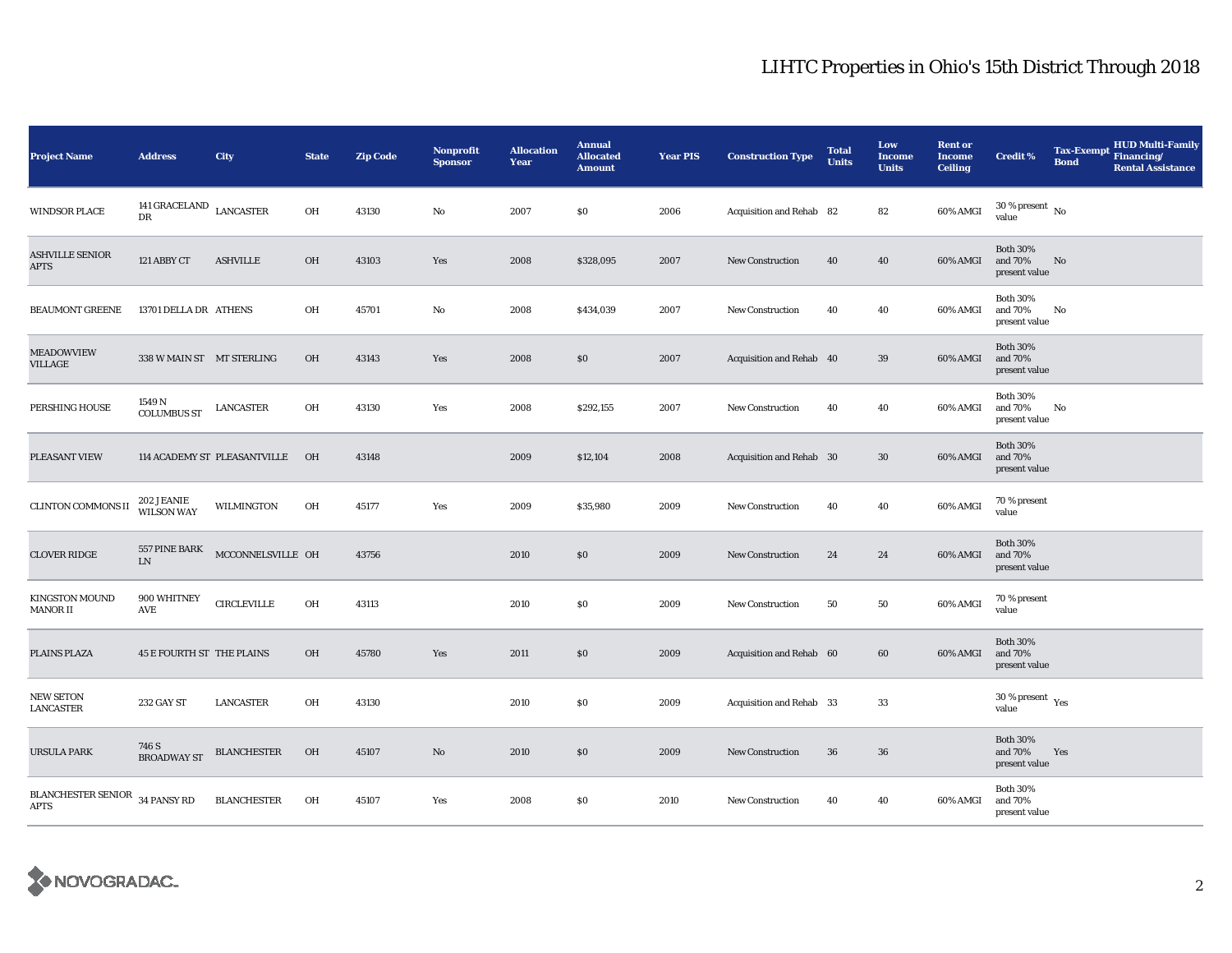# LIHTC Properties in Ohio's 15th District Through 2018

| Project Name | Address | City | State | Zip Code | Nonprofit Sponsor | Allocation Year | Annual Allocated Amount | Year PIS | Construction Type | Total Units | Low Income Units | Rent or Income Ceiling | Credit % | Tax-Exempt Bond | HUD Multi-Family Financing/ Rental Assistance |
|---|---|---|---|---|---|---|---|---|---|---|---|---|---|---|---|
| WINDSOR PLACE | 141 GRACELAND DR | LANCASTER | OH | 43130 | No | 2007 | $0 | 2006 | Acquisition and Rehab | 82 | 82 | 60% AMGI | 30 % present value | No | |
| ASHVILLE SENIOR APTS | 121 ABBY CT | ASHVILLE | OH | 43103 | Yes | 2008 | $328,095 | 2007 | New Construction | 40 | 40 | 60% AMGI | Both 30% and 70% present value | No | |
| BEAUMONT GREENE | 13701 DELLA DR | ATHENS | OH | 45701 | No | 2008 | $434,039 | 2007 | New Construction | 40 | 40 | 60% AMGI | Both 30% and 70% present value | No | |
| MEADOWVIEW VILLAGE | 338 W MAIN ST | MT STERLING | OH | 43143 | Yes | 2008 | $0 | 2007 | Acquisition and Rehab | 40 | 39 | 60% AMGI | Both 30% and 70% present value | | |
| PERSHING HOUSE | 1549 N COLUMBUS ST | LANCASTER | OH | 43130 | Yes | 2008 | $292,155 | 2007 | New Construction | 40 | 40 | 60% AMGI | Both 30% and 70% present value | No | |
| PLEASANT VIEW | 114 ACADEMY ST | PLEASANTVILLE | OH | 43148 | | 2009 | $12,104 | 2008 | Acquisition and Rehab | 30 | 30 | 60% AMGI | Both 30% and 70% present value | | |
| CLINTON COMMONS II | 202 JEANIE WILSON WAY | WILMINGTON | OH | 45177 | Yes | 2009 | $35,980 | 2009 | New Construction | 40 | 40 | 60% AMGI | 70 % present value | | |
| CLOVER RIDGE | 557 PINE BARK LN | MCCONNELSVILLE | OH | 43756 | | 2010 | $0 | 2009 | New Construction | 24 | 24 | 60% AMGI | Both 30% and 70% present value | | |
| KINGSTON MOUND MANOR II | 900 WHITNEY AVE | CIRCLEVILLE | OH | 43113 | | 2010 | $0 | 2009 | New Construction | 50 | 50 | 60% AMGI | 70 % present value | | |
| PLAINS PLAZA | 45 E FOURTH ST | THE PLAINS | OH | 45780 | Yes | 2011 | $0 | 2009 | Acquisition and Rehab | 60 | 60 | 60% AMGI | Both 30% and 70% present value | | |
| NEW SETON LANCASTER | 232 GAY ST | LANCASTER | OH | 43130 | | 2010 | $0 | 2009 | Acquisition and Rehab | 33 | 33 | | 30 % present value | Yes | |
| URSULA PARK | 746 S BROADWAY ST | BLANCHESTER | OH | 45107 | No | 2010 | $0 | 2009 | New Construction | 36 | 36 | | Both 30% and 70% present value | Yes | |
| BLANCHESTER SENIOR APTS | 34 PANSY RD | BLANCHESTER | OH | 45107 | Yes | 2008 | $0 | 2010 | New Construction | 40 | 40 | 60% AMGI | Both 30% and 70% present value | | |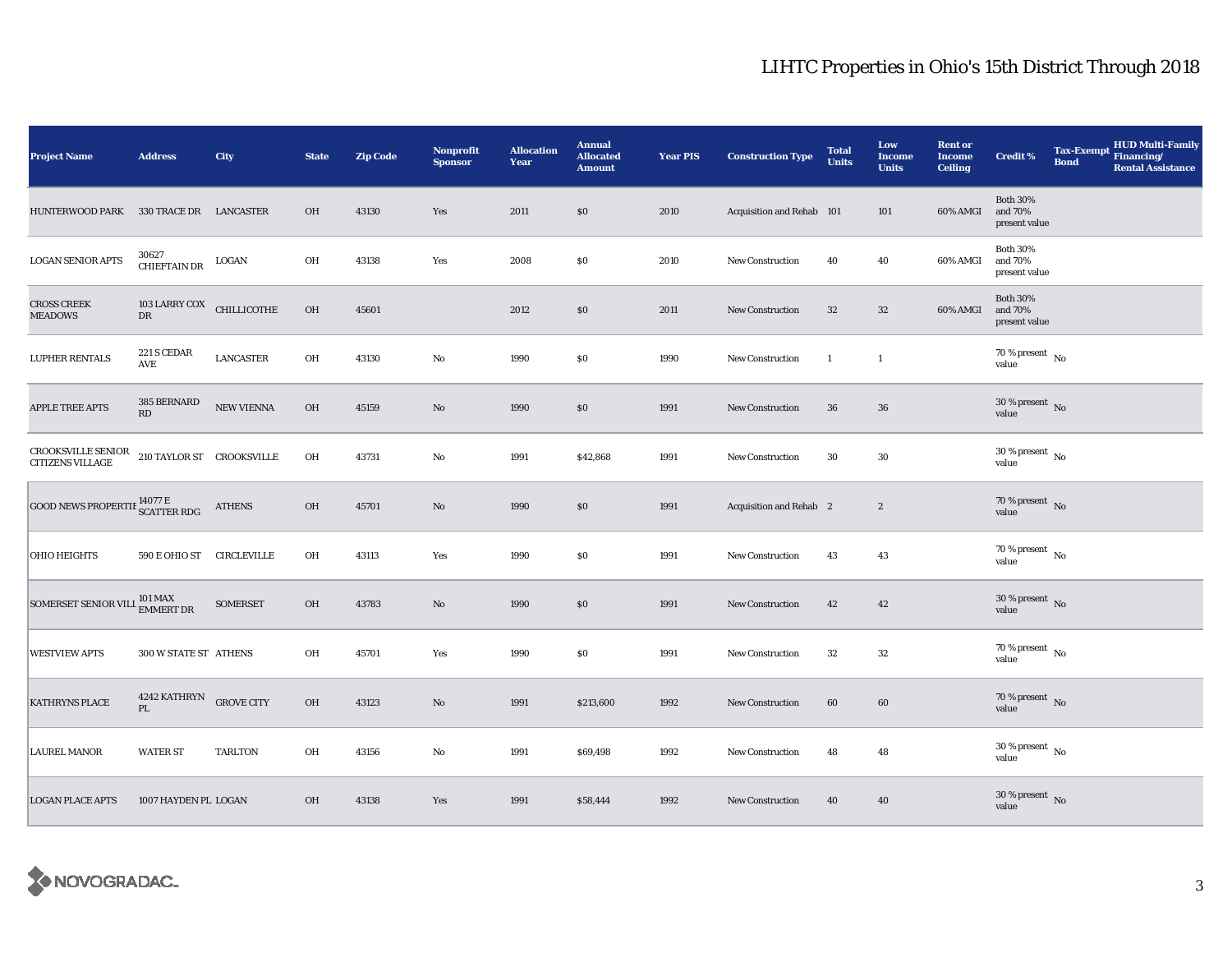# LIHTC Properties in Ohio's 15th District Through 2018

| Project Name | Address | City | State | Zip Code | Nonprofit Sponsor | Allocation Year | Annual Allocated Amount | Year PIS | Construction Type | Total Units | Low Income Units | Rent or Income Ceiling | Credit % | Tax-Exempt Bond | HUD Multi-Family Financing/ Rental Assistance |
|---|---|---|---|---|---|---|---|---|---|---|---|---|---|---|---|
| HUNTERWOOD PARK | 330 TRACE DR | LANCASTER | OH | 43130 | Yes | 2011 | $0 | 2010 | Acquisition and Rehab | 101 | 101 | 60% AMGI | Both 30% and 70% present value | | |
| LOGAN SENIOR APTS | 30627 CHIEFTAIN DR | LOGAN | OH | 43138 | Yes | 2008 | $0 | 2010 | New Construction | 40 | 40 | 60% AMGI | Both 30% and 70% present value | | |
| CROSS CREEK MEADOWS | 103 LARRY COX DR | CHILLICOTHE | OH | 45601 | | 2012 | $0 | 2011 | New Construction | 32 | 32 | 60% AMGI | Both 30% and 70% present value | | |
| LUPHER RENTALS | 221 S CEDAR AVE | LANCASTER | OH | 43130 | No | 1990 | $0 | 1990 | New Construction | 1 | 1 | | 70 % present value | No | |
| APPLE TREE APTS | 385 BERNARD RD | NEW VIENNA | OH | 45159 | No | 1990 | $0 | 1991 | New Construction | 36 | 36 | | 30 % present value | No | |
| CROOKSVILLE SENIOR CITIZENS VILLAGE | 210 TAYLOR ST | CROOKSVILLE | OH | 43731 | No | 1991 | $42,868 | 1991 | New Construction | 30 | 30 | | 30 % present value | No | |
| GOOD NEWS PROPERTIE | 14077 E SCATTER RDG | ATHENS | OH | 45701 | No | 1990 | $0 | 1991 | Acquisition and Rehab | 2 | 2 | | 70 % present value | No | |
| OHIO HEIGHTS | 590 E OHIO ST | CIRCLEVILLE | OH | 43113 | Yes | 1990 | $0 | 1991 | New Construction | 43 | 43 | | 70 % present value | No | |
| SOMERSET SENIOR VILL | 101 MAX EMMERT DR | SOMERSET | OH | 43783 | No | 1990 | $0 | 1991 | New Construction | 42 | 42 | | 30 % present value | No | |
| WESTVIEW APTS | 300 W STATE ST | ATHENS | OH | 45701 | Yes | 1990 | $0 | 1991 | New Construction | 32 | 32 | | 70 % present value | No | |
| KATHRYNS PLACE | 4242 KATHRYN PL | GROVE CITY | OH | 43123 | No | 1991 | $213,600 | 1992 | New Construction | 60 | 60 | | 70 % present value | No | |
| LAUREL MANOR | WATER ST | TARLTON | OH | 43156 | No | 1991 | $69,498 | 1992 | New Construction | 48 | 48 | | 30 % present value | No | |
| LOGAN PLACE APTS | 1007 HAYDEN PL | LOGAN | OH | 43138 | Yes | 1991 | $58,444 | 1992 | New Construction | 40 | 40 | | 30 % present value | No | |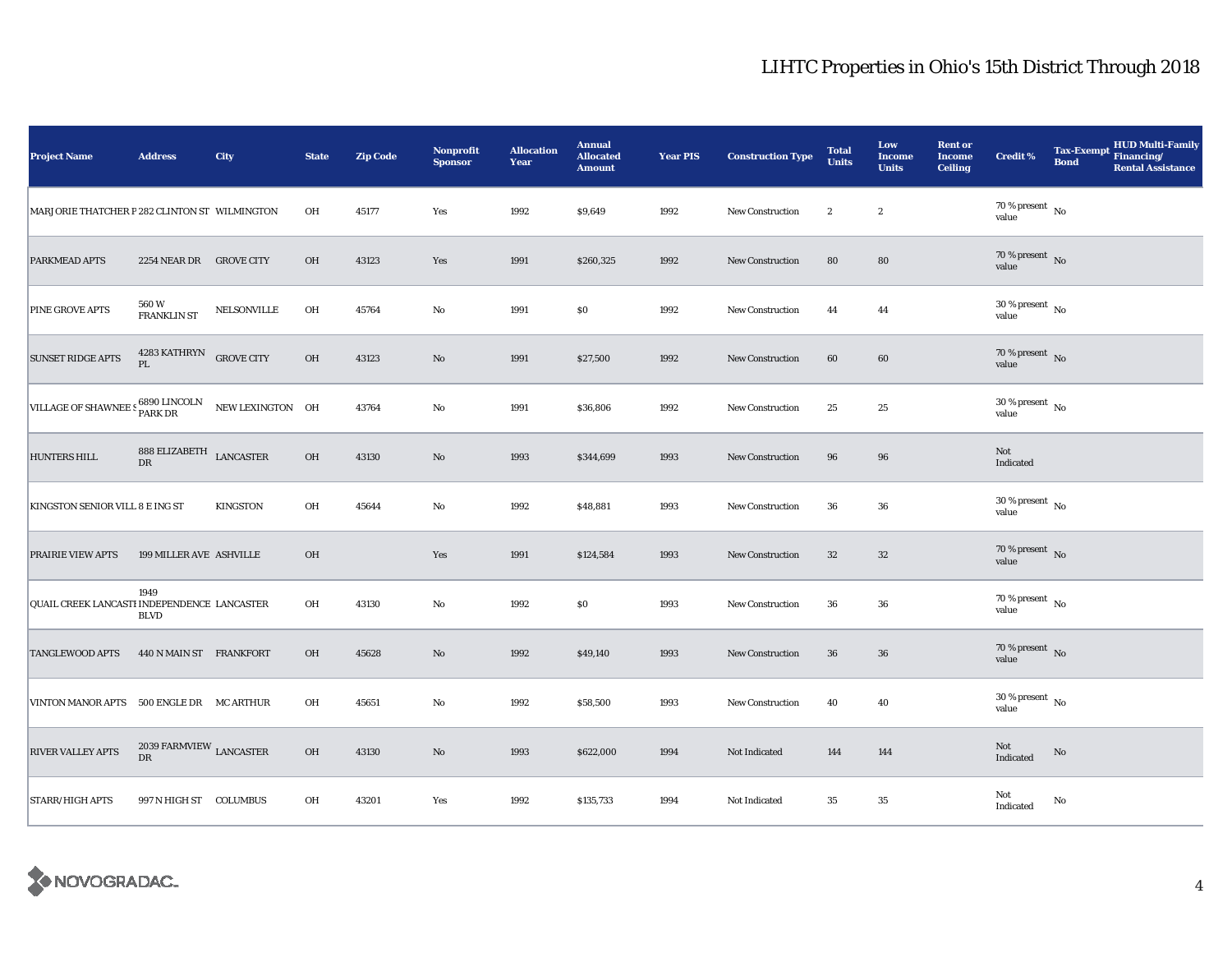# LIHTC Properties in Ohio's 15th District Through 2018

| Project Name | Address | City | State | Zip Code | Nonprofit Sponsor | Allocation Year | Annual Allocated Amount | Year PIS | Construction Type | Total Units | Low Income Units | Rent or Income Ceiling | Credit % | Tax-Exempt Bond | HUD Multi-Family Financing/ Rental Assistance |
|---|---|---|---|---|---|---|---|---|---|---|---|---|---|---|---|
| MARJORIE THATCHER P | 282 CLINTON ST | WILMINGTON | OH | 45177 | Yes | 1992 | $9,649 | 1992 | New Construction | 2 | 2 | | 70 % present value | No | |
| PARKMEAD APTS | 2254 NEAR DR | GROVE CITY | OH | 43123 | Yes | 1991 | $260,325 | 1992 | New Construction | 80 | 80 | | 70 % present value | No | |
| PINE GROVE APTS | 560 W FRANKLIN ST | NELSONVILLE | OH | 45764 | No | 1991 | $0 | 1992 | New Construction | 44 | 44 | | 30 % present value | No | |
| SUNSET RIDGE APTS | 4283 KATHRYN PL | GROVE CITY | OH | 43123 | No | 1991 | $27,500 | 1992 | New Construction | 60 | 60 | | 70 % present value | No | |
| VILLAGE OF SHAWNEE S | 6890 LINCOLN PARK DR | NEW LEXINGTON | OH | 43764 | No | 1991 | $36,806 | 1992 | New Construction | 25 | 25 | | 30 % present value | No | |
| HUNTERS HILL | 888 ELIZABETH DR | LANCASTER | OH | 43130 | No | 1993 | $344,699 | 1993 | New Construction | 96 | 96 | | Not Indicated | | |
| KINGSTON SENIOR VILL | 8 E ING ST | KINGSTON | OH | 45644 | No | 1992 | $48,881 | 1993 | New Construction | 36 | 36 | | 30 % present value | No | |
| PRAIRIE VIEW APTS | 199 MILLER AVE | ASHVILLE | OH | | Yes | 1991 | $124,584 | 1993 | New Construction | 32 | 32 | | 70 % present value | No | |
| QUAIL CREEK LANCASTI | 1949 INDEPENDENCE BLVD | LANCASTER | OH | 43130 | No | 1992 | $0 | 1993 | New Construction | 36 | 36 | | 70 % present value | No | |
| TANGLEWOOD APTS | 440 N MAIN ST | FRANKFORT | OH | 45628 | No | 1992 | $49,140 | 1993 | New Construction | 36 | 36 | | 70 % present value | No | |
| VINTON MANOR APTS | 500 ENGLE DR | MC ARTHUR | OH | 45651 | No | 1992 | $58,500 | 1993 | New Construction | 40 | 40 | | 30 % present value | No | |
| RIVER VALLEY APTS | 2039 FARMVIEW DR | LANCASTER | OH | 43130 | No | 1993 | $622,000 | 1994 | Not Indicated | 144 | 144 | | Not Indicated | No | |
| STARR/HIGH APTS | 997 N HIGH ST | COLUMBUS | OH | 43201 | Yes | 1992 | $135,733 | 1994 | Not Indicated | 35 | 35 | | Not Indicated | No | |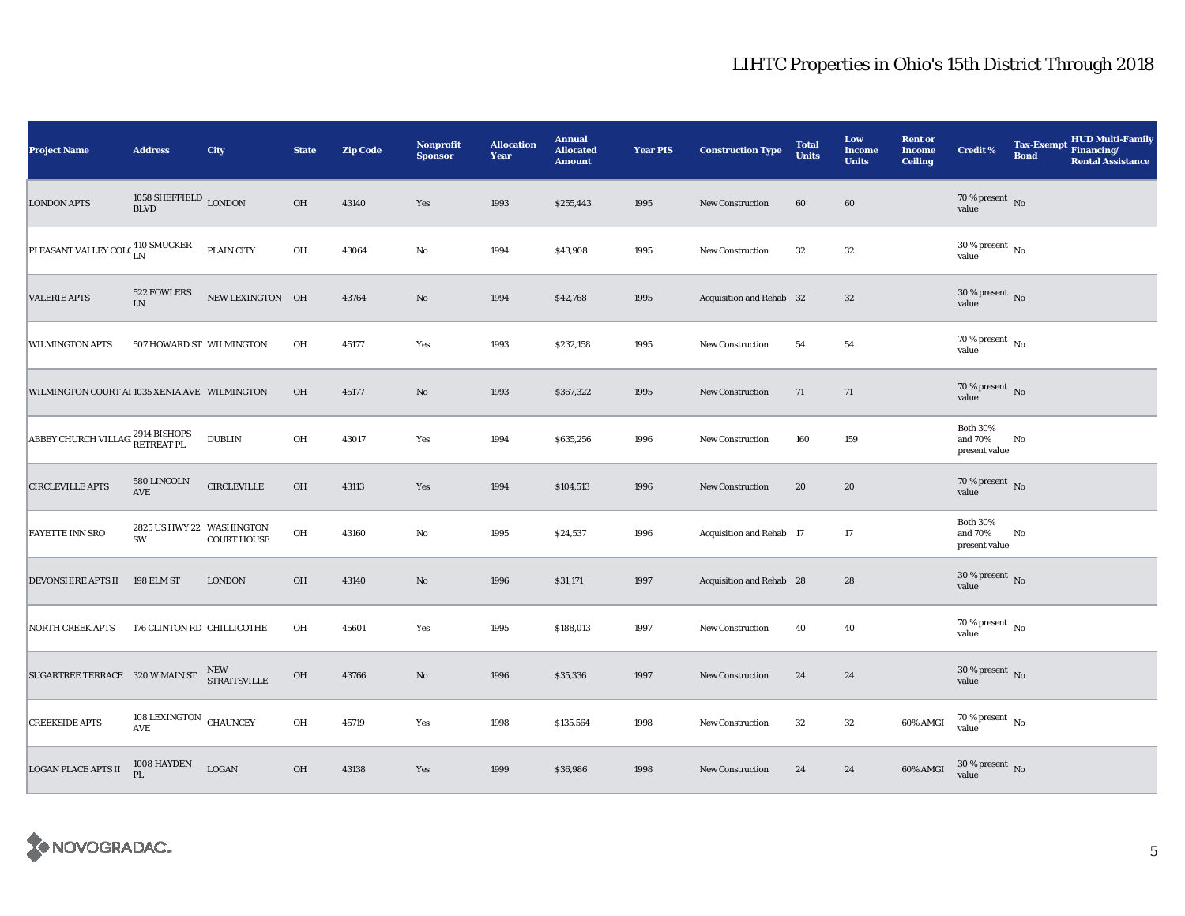# LIHTC Properties in Ohio's 15th District Through 2018

| Project Name | Address | City | State | Zip Code | Nonprofit Sponsor | Allocation Year | Annual Allocated Amount | Year PIS | Construction Type | Total Units | Low Income Units | Rent or Income Ceiling | Credit % | Tax-Exempt Bond | HUD Multi-Family Financing/ Rental Assistance |
|---|---|---|---|---|---|---|---|---|---|---|---|---|---|---|---|
| LONDON APTS | 1058 SHEFFIELD BLVD | LONDON | OH | 43140 | Yes | 1993 | $255,443 | 1995 | New Construction | 60 | 60 | | 70 % present value | No | |
| PLEASANT VALLEY COLC | 410 SMUCKER LN | PLAIN CITY | OH | 43064 | No | 1994 | $43,908 | 1995 | New Construction | 32 | 32 | | 30 % present value | No | |
| VALERIE APTS | 522 FOWLERS LN | NEW LEXINGTON | OH | 43764 | No | 1994 | $42,768 | 1995 | Acquisition and Rehab | 32 | 32 | | 30 % present value | No | |
| WILMINGTON APTS | 507 HOWARD ST | WILMINGTON | OH | 45177 | Yes | 1993 | $232,158 | 1995 | New Construction | 54 | 54 | | 70 % present value | No | |
| WILMINGTON COURT AI | 1035 XENIA AVE | WILMINGTON | OH | 45177 | No | 1993 | $367,322 | 1995 | New Construction | 71 | 71 | | 70 % present value | No | |
| ABBEY CHURCH VILLAG | 2914 BISHOPS RETREAT PL | DUBLIN | OH | 43017 | Yes | 1994 | $635,256 | 1996 | New Construction | 160 | 159 | | Both 30% and 70% present value | No | |
| CIRCLEVILLE APTS | 580 LINCOLN AVE | CIRCLEVILLE | OH | 43113 | Yes | 1994 | $104,513 | 1996 | New Construction | 20 | 20 | | 70 % present value | No | |
| FAYETTE INN SRO | 2825 US HWY 22 SW | WASHINGTON COURT HOUSE | OH | 43160 | No | 1995 | $24,537 | 1996 | Acquisition and Rehab | 17 | 17 | | Both 30% and 70% present value | No | |
| DEVONSHIRE APTS II | 198 ELM ST | LONDON | OH | 43140 | No | 1996 | $31,171 | 1997 | Acquisition and Rehab | 28 | 28 | | 30 % present value | No | |
| NORTH CREEK APTS | 176 CLINTON RD | CHILLICOTHE | OH | 45601 | Yes | 1995 | $188,013 | 1997 | New Construction | 40 | 40 | | 70 % present value | No | |
| SUGARTREE TERRACE | 320 W MAIN ST | NEW STRAITSVILLE | OH | 43766 | No | 1996 | $35,336 | 1997 | New Construction | 24 | 24 | | 30 % present value | No | |
| CREEKSIDE APTS | 108 LEXINGTON AVE | CHAUNCEY | OH | 45719 | Yes | 1998 | $135,564 | 1998 | New Construction | 32 | 32 | 60% AMGI | 70 % present value | No | |
| LOGAN PLACE APTS II | 1008 HAYDEN PL | LOGAN | OH | 43138 | Yes | 1999 | $36,986 | 1998 | New Construction | 24 | 24 | 60% AMGI | 30 % present value | No | |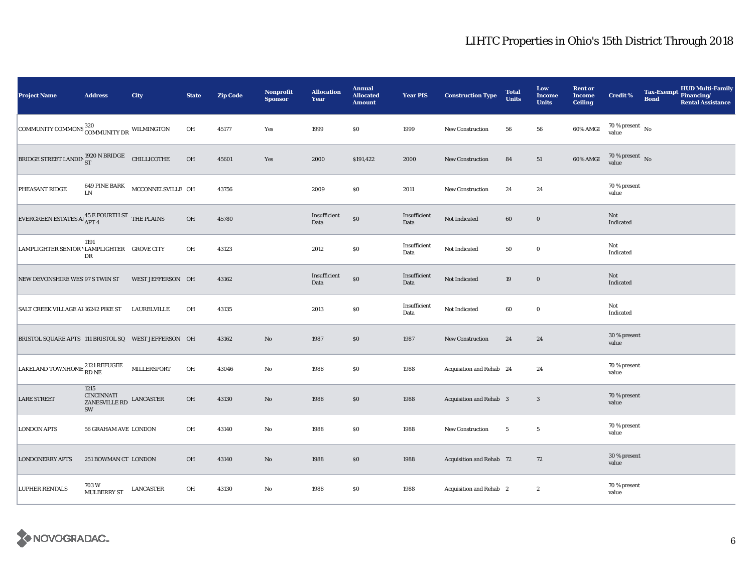# LIHTC Properties in Ohio's 15th District Through 2018

| Project Name | Address | City | State | Zip Code | Nonprofit Sponsor | Allocation Year | Annual Allocated Amount | Year PIS | Construction Type | Total Units | Low Income Units | Rent or Income Ceiling | Credit % | Tax-Exempt Bond | HUD Multi-Family Financing/ Rental Assistance |
|---|---|---|---|---|---|---|---|---|---|---|---|---|---|---|---|
| COMMUNITY COMMONS | 320 COMMUNITY DR | WILMINGTON | OH | 45177 | Yes | 1999 | $0 | 1999 | New Construction | 56 | 56 | 60% AMGI | 70 % present value | No | |
| BRIDGE STREET LANDIN | 1920 N BRIDGE ST | CHILLICOTHE | OH | 45601 | Yes | 2000 | $191,422 | 2000 | New Construction | 84 | 51 | 60% AMGI | 70 % present value | No | |
| PHEASANT RIDGE | 649 PINE BARK LN | MCCONNELSVILLE | OH | 43756 | | 2009 | $0 | 2011 | New Construction | 24 | 24 | | 70 % present value | | |
| EVERGREEN ESTATES AI | 45 E FOURTH ST APT 4 | THE PLAINS | OH | 45780 | | Insufficient Data | $0 | Insufficient Data | Not Indicated | 60 | 0 | | Not Indicated | | |
| LAMPLIGHTER SENIOR V | 1191 LAMPLIGHTER DR | GROVE CITY | OH | 43123 | | 2012 | $0 | Insufficient Data | Not Indicated | 50 | 0 | | Not Indicated | | |
| NEW DEVONSHIRE WES | 97 S TWIN ST | WEST JEFFERSON | OH | 43162 | | Insufficient Data | $0 | Insufficient Data | Not Indicated | 19 | 0 | | Not Indicated | | |
| SALT CREEK VILLAGE AI | 16242 PIKE ST | LAURELVILLE | OH | 43135 | | 2013 | $0 | Insufficient Data | Not Indicated | 60 | 0 | | Not Indicated | | |
| BRISTOL SQUARE APTS | 111 BRISTOL SQ | WEST JEFFERSON | OH | 43162 | No | 1987 | $0 | 1987 | New Construction | 24 | 24 | | 30 % present value | | |
| LAKELAND TOWNHOME | 2121 REFUGEE RD NE | MILLERSPORT | OH | 43046 | No | 1988 | $0 | 1988 | Acquisition and Rehab | 24 | 24 | | 70 % present value | | |
| LARE STREET | 1215 CINCINNATI ZANESVILLE RD SW | LANCASTER | OH | 43130 | No | 1988 | $0 | 1988 | Acquisition and Rehab | 3 | 3 | | 70 % present value | | |
| LONDON APTS | 56 GRAHAM AVE | LONDON | OH | 43140 | No | 1988 | $0 | 1988 | New Construction | 5 | 5 | | 70 % present value | | |
| LONDONERRY APTS | 251 BOWMAN CT | LONDON | OH | 43140 | No | 1988 | $0 | 1988 | Acquisition and Rehab | 72 | 72 | | 30 % present value | | |
| LUPHER RENTALS | 703 W MULBERRY ST | LANCASTER | OH | 43130 | No | 1988 | $0 | 1988 | Acquisition and Rehab | 2 | 2 | | 70 % present value | | |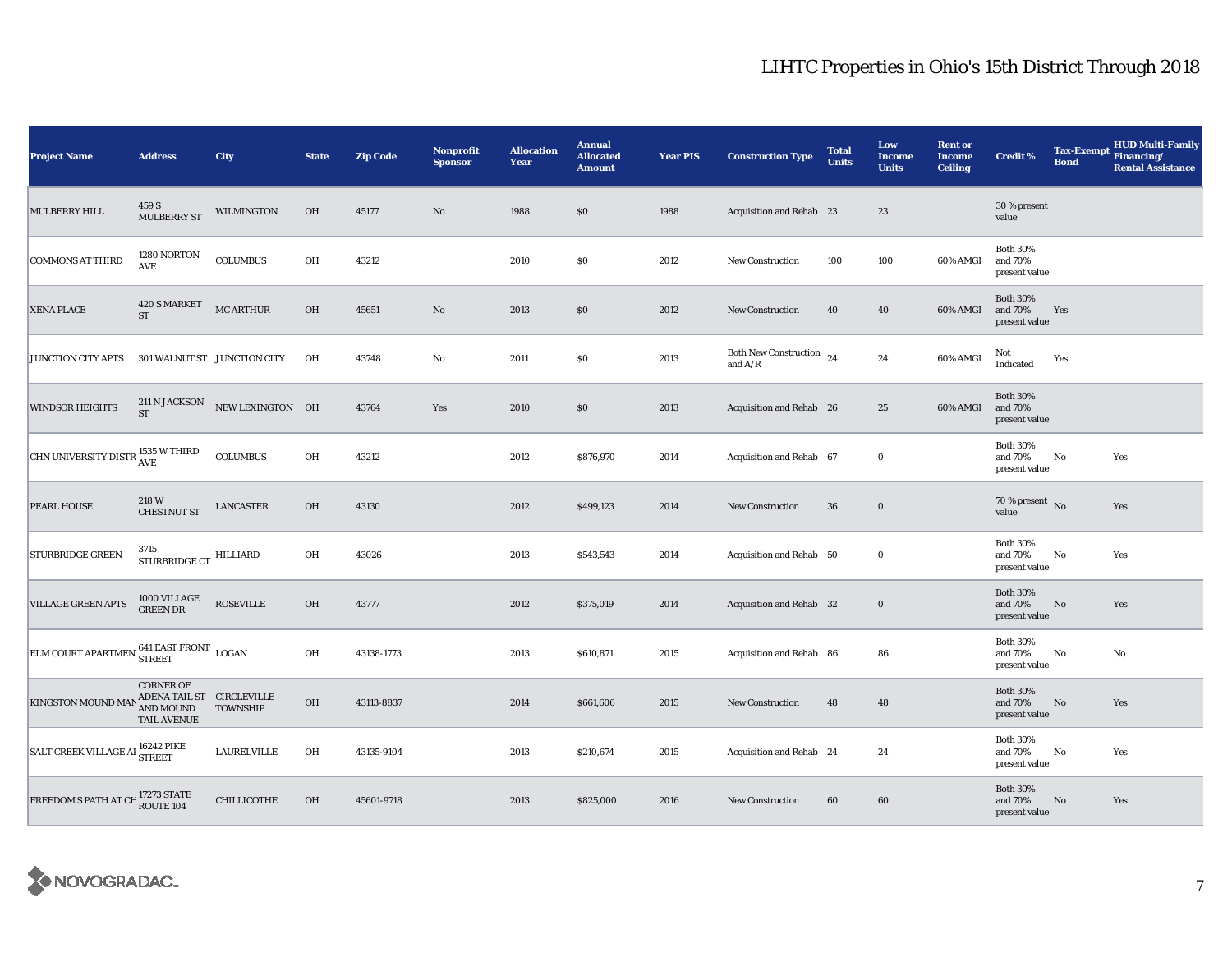# LIHTC Properties in Ohio's 15th District Through 2018

| Project Name | Address | City | State | Zip Code | Nonprofit Sponsor | Allocation Year | Annual Allocated Amount | Year PIS | Construction Type | Total Units | Low Income Units | Rent or Income Ceiling | Credit % | Tax-Exempt Bond | HUD Multi-Family Financing/ Rental Assistance |
|---|---|---|---|---|---|---|---|---|---|---|---|---|---|---|---|
| MULBERRY HILL | 459 S MULBERRY ST | WILMINGTON | OH | 45177 | No | 1988 | $0 | 1988 | Acquisition and Rehab | 23 | 23 | | 30 % present value | | |
| COMMONS AT THIRD | 1280 NORTON AVE | COLUMBUS | OH | 43212 | | 2010 | $0 | 2012 | New Construction | 100 | 100 | 60% AMGI | Both 30% and 70% present value | | |
| XENA PLACE | 420 S MARKET ST | MC ARTHUR | OH | 45651 | No | 2013 | $0 | 2012 | New Construction | 40 | 40 | 60% AMGI | Both 30% and 70% present value | Yes | |
| JUNCTION CITY APTS | 301 WALNUT ST | JUNCTION CITY | OH | 43748 | No | 2011 | $0 | 2013 | Both New Construction and A/R | 24 | 24 | 60% AMGI | Not Indicated | Yes | |
| WINDSOR HEIGHTS | 211 N JACKSON ST | NEW LEXINGTON | OH | 43764 | Yes | 2010 | $0 | 2013 | Acquisition and Rehab | 26 | 25 | 60% AMGI | Both 30% and 70% present value | | |
| CHN UNIVERSITY DISTR | 1535 W THIRD AVE | COLUMBUS | OH | 43212 | | 2012 | $876,970 | 2014 | Acquisition and Rehab | 67 | 0 | | Both 30% and 70% present value | No | Yes |
| PEARL HOUSE | 218 W CHESTNUT ST | LANCASTER | OH | 43130 | | 2012 | $499,123 | 2014 | New Construction | 36 | 0 | | 70 % present value | No | Yes |
| STURBRIDGE GREEN | 3715 STURBRIDGE CT | HILLIARD | OH | 43026 | | 2013 | $543,543 | 2014 | Acquisition and Rehab | 50 | 0 | | Both 30% and 70% present value | No | Yes |
| VILLAGE GREEN APTS | 1000 VILLAGE GREEN DR | ROSEVILLE | OH | 43777 | | 2012 | $375,019 | 2014 | Acquisition and Rehab | 32 | 0 | | Both 30% and 70% present value | No | Yes |
| ELM COURT APARTMEN | 641 EAST FRONT STREET | LOGAN | OH | 43138-1773 | | 2013 | $610,871 | 2015 | Acquisition and Rehab | 86 | 86 | | Both 30% and 70% present value | No | No |
| KINGSTON MOUND MAN | CORNER OF ADENA TAIL ST AND MOUND TAIL AVENUE | CIRCLEVILLE TOWNSHIP | OH | 43113-8837 | | 2014 | $661,606 | 2015 | New Construction | 48 | 48 | | Both 30% and 70% present value | No | Yes |
| SALT CREEK VILLAGE AI | 16242 PIKE STREET | LAURELVILLE | OH | 43135-9104 | | 2013 | $210,674 | 2015 | Acquisition and Rehab | 24 | 24 | | Both 30% and 70% present value | No | Yes |
| FREEDOM'S PATH AT CH | 17273 STATE ROUTE 104 | CHILLICOTHE | OH | 45601-9718 | | 2013 | $825,000 | 2016 | New Construction | 60 | 60 | | Both 30% and 70% present value | No | Yes |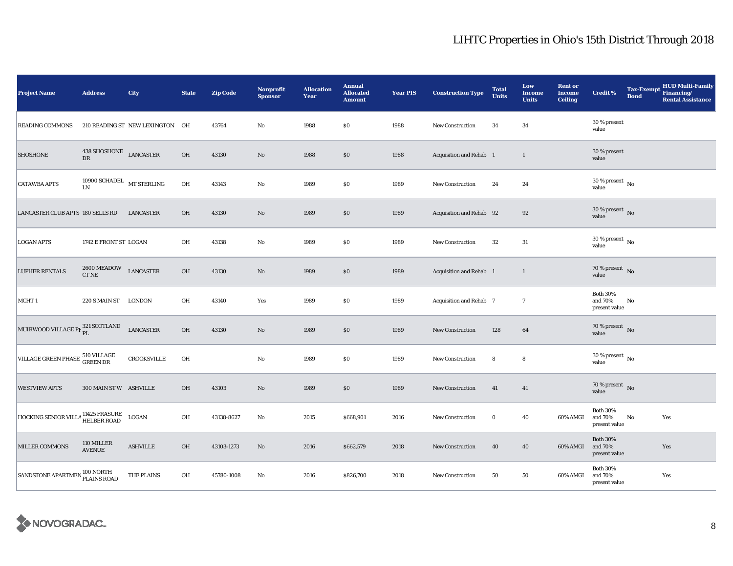# LIHTC Properties in Ohio's 15th District Through 2018

| Project Name | Address | City | State | Zip Code | Nonprofit Sponsor | Allocation Year | Annual Allocated Amount | Year PIS | Construction Type | Total Units | Low Income Units | Rent or Income Ceiling | Credit % | Tax-Exempt Bond | HUD Multi-Family Financing/ Rental Assistance |
|---|---|---|---|---|---|---|---|---|---|---|---|---|---|---|---|
| READING COMMONS | 210 READING ST | NEW LEXINGTON | OH | 43764 | No | 1988 | $0 | 1988 | New Construction | 34 | 34 | | 30 % present value | | |
| SHOSHONE | 438 SHOSHONE DR | LANCASTER | OH | 43130 | No | 1988 | $0 | 1988 | Acquisition and Rehab | 1 | 1 | | 30 % present value | | |
| CATAWBA APTS | 10900 SCHADEL LN | MT STERLING | OH | 43143 | No | 1989 | $0 | 1989 | New Construction | 24 | 24 | | 30 % present value | No | |
| LANCASTER CLUB APTS | 180 SELLS RD | LANCASTER | OH | 43130 | No | 1989 | $0 | 1989 | Acquisition and Rehab | 92 | 92 | | 30 % present value | No | |
| LOGAN APTS | 1742 E FRONT ST | LOGAN | OH | 43138 | No | 1989 | $0 | 1989 | New Construction | 32 | 31 | | 30 % present value | No | |
| LUPHER RENTALS | 2600 MEADOW CT NE | LANCASTER | OH | 43130 | No | 1989 | $0 | 1989 | Acquisition and Rehab | 1 | 1 | | 70 % present value | No | |
| MCHT 1 | 220 S MAIN ST | LONDON | OH | 43140 | Yes | 1989 | $0 | 1989 | Acquisition and Rehab | 7 | 7 | | Both 30% and 70% present value | No | |
| MUIRWOOD VILLAGE PH | 321 SCOTLAND PL | LANCASTER | OH | 43130 | No | 1989 | $0 | 1989 | New Construction | 128 | 64 | | 70 % present value | No | |
| VILLAGE GREEN PHASE | 510 VILLAGE GREEN DR | CROOKSVILLE | OH | | No | 1989 | $0 | 1989 | New Construction | 8 | 8 | | 30 % present value | No | |
| WESTVIEW APTS | 300 MAIN ST W | ASHVILLE | OH | 43103 | No | 1989 | $0 | 1989 | New Construction | 41 | 41 | | 70 % present value | No | |
| HOCKING SENIOR VILLA | 11425 FRASURE HELBER ROAD | LOGAN | OH | 43138-8627 | No | 2015 | $668,901 | 2016 | New Construction | 0 | 40 | 60% AMGI | Both 30% and 70% present value | No | Yes |
| MILLER COMMONS | 110 MILLER AVENUE | ASHVILLE | OH | 43103-1273 | No | 2016 | $662,579 | 2018 | New Construction | 40 | 40 | 60% AMGI | Both 30% and 70% present value | | Yes |
| SANDSTONE APARTMEN | 100 NORTH PLAINS ROAD | THE PLAINS | OH | 45780-1008 | No | 2016 | $826,700 | 2018 | New Construction | 50 | 50 | 60% AMGI | Both 30% and 70% present value | | Yes |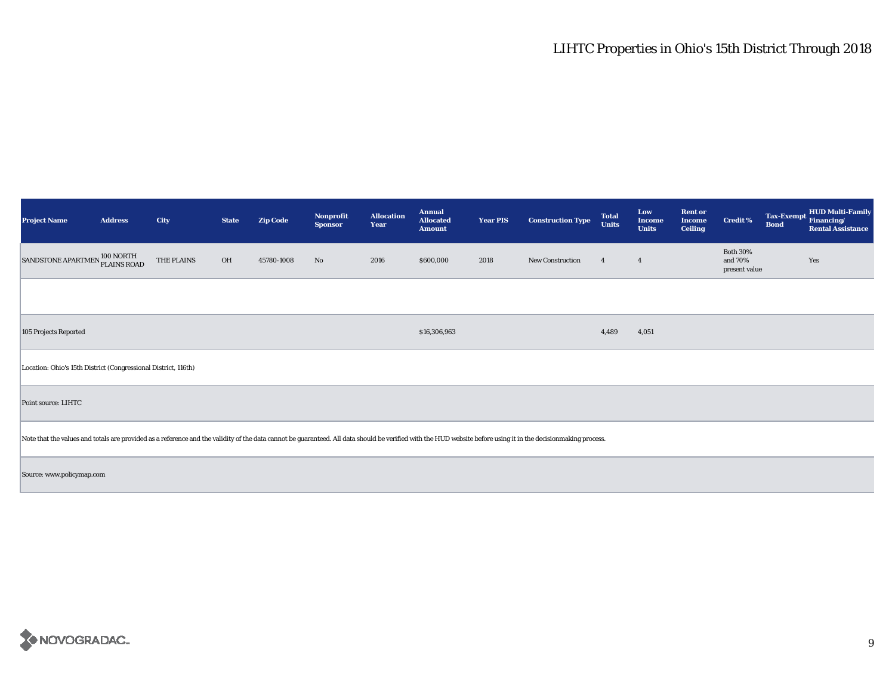# LIHTC Properties in Ohio's 15th District Through 2018

| Project Name | Address | City | State | Zip Code | Nonprofit Sponsor | Allocation Year | Annual Allocated Amount | Year PIS | Construction Type | Total Units | Low Income Units | Rent or Income Ceiling | Credit % | Tax-Exempt Bond | HUD Multi-Family Financing/ Rental Assistance |
|---|---|---|---|---|---|---|---|---|---|---|---|---|---|---|---|
| SANDSTONE APARTMEN | 100 NORTH PLAINS ROAD | THE PLAINS | OH | 45780-1008 | No | 2016 | $600,000 | 2018 | New Construction | 4 | 4 | | Both 30% and 70% present value | | Yes |
| | | | | | | | | | | | | | | | |
| 105 Projects Reported | | | | | | | $16,306,963 | | | 4,489 | 4,051 | | | | |

Location: Ohio's 15th District (Congressional District, 116th)

Point source: LIHTC

Note that the values and totals are provided as a reference and the validity of the data cannot be guaranteed. All data should be verified with the HUD website before using it in the decisionmaking process.

Source: www.policymap.com